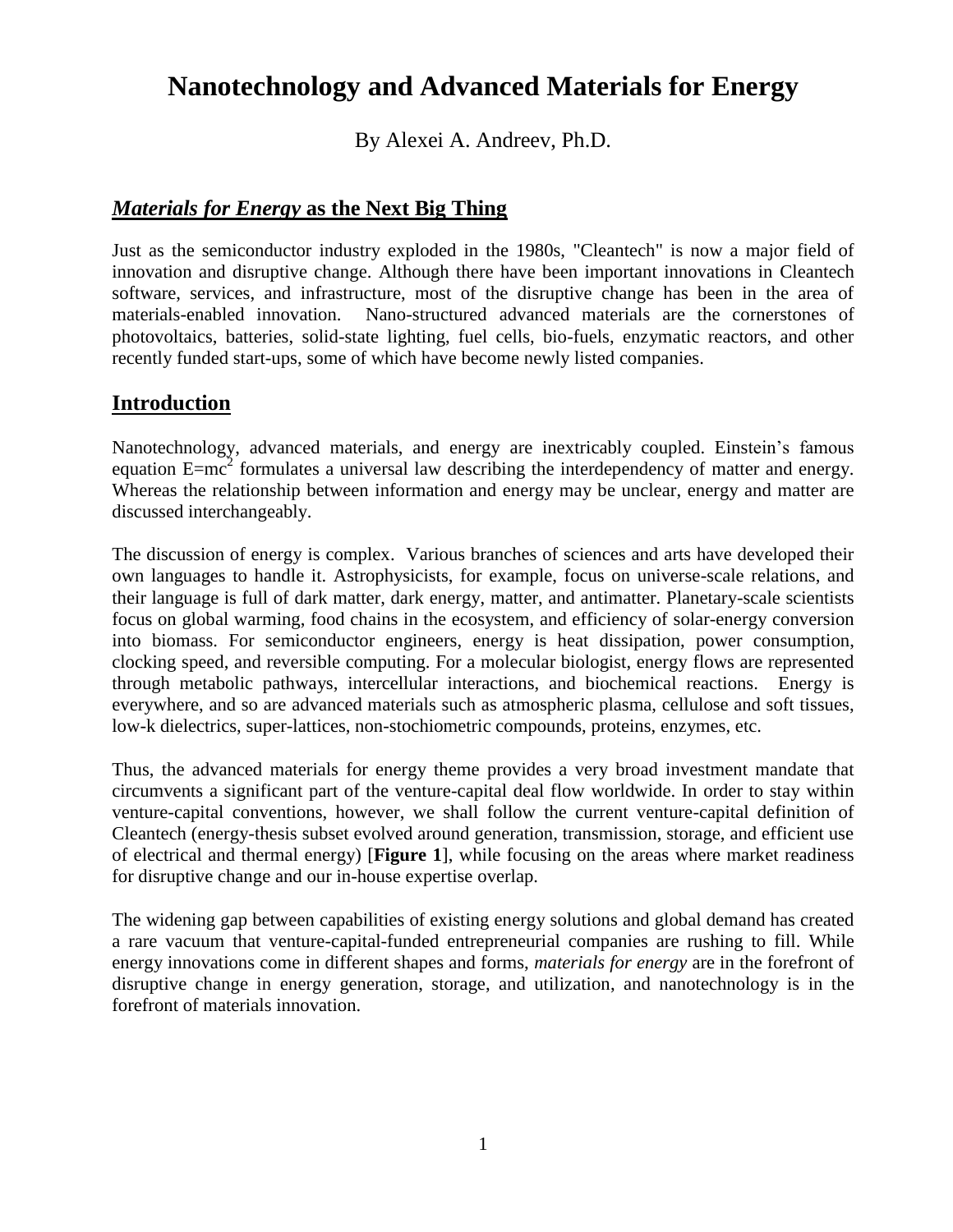# Nanotechnology and Advanced Materials for Energy

By Alexei A. Andreev, Ph.D.

## ***Materials for Energy* as the Next Big Thing**

Just as the semiconductor industry exploded in the 1980s, "Cleantech" is now a major field of innovation and disruptive change. Although there have been important innovations in Cleantech software, services, and infrastructure, most of the disruptive change has been in the area of materials-enabled innovation. Nano-structured advanced materials are the cornerstones of photovoltaics, batteries, solid-state lighting, fuel cells, bio-fuels, enzymatic reactors, and other recently funded start-ups, some of which have become newly listed companies.

## Introduction

Nanotechnology, advanced materials, and energy are inextricably coupled. Einstein's famous equation $E=mc^2$ formulates a universal law describing the interdependency of matter and energy. Whereas the relationship between information and energy may be unclear, energy and matter are discussed interchangeably.

The discussion of energy is complex. Various branches of sciences and arts have developed their own languages to handle it. Astrophysicists, for example, focus on universe-scale relations, and their language is full of dark matter, dark energy, matter, and antimatter. Planetary-scale scientists focus on global warming, food chains in the ecosystem, and efficiency of solar-energy conversion into biomass. For semiconductor engineers, energy is heat dissipation, power consumption, clocking speed, and reversible computing. For a molecular biologist, energy flows are represented through metabolic pathways, intercellular interactions, and biochemical reactions. Energy is everywhere, and so are advanced materials such as atmospheric plasma, cellulose and soft tissues, low-k dielectrics, super-lattices, non-stochiometric compounds, proteins, enzymes, etc.

Thus, the advanced materials for energy theme provides a very broad investment mandate that circumvents a significant part of the venture-capital deal flow worldwide. In order to stay within venture-capital conventions, however, we shall follow the current venture-capital definition of Cleantech (energy-thesis subset evolved around generation, transmission, storage, and efficient use of electrical and thermal energy) [**Figure 1**], while focusing on the areas where market readiness for disruptive change and our in-house expertise overlap.

The widening gap between capabilities of existing energy solutions and global demand has created a rare vacuum that venture-capital-funded entrepreneurial companies are rushing to fill. While energy innovations come in different shapes and forms, *materials for energy* are in the forefront of disruptive change in energy generation, storage, and utilization, and nanotechnology is in the forefront of materials innovation.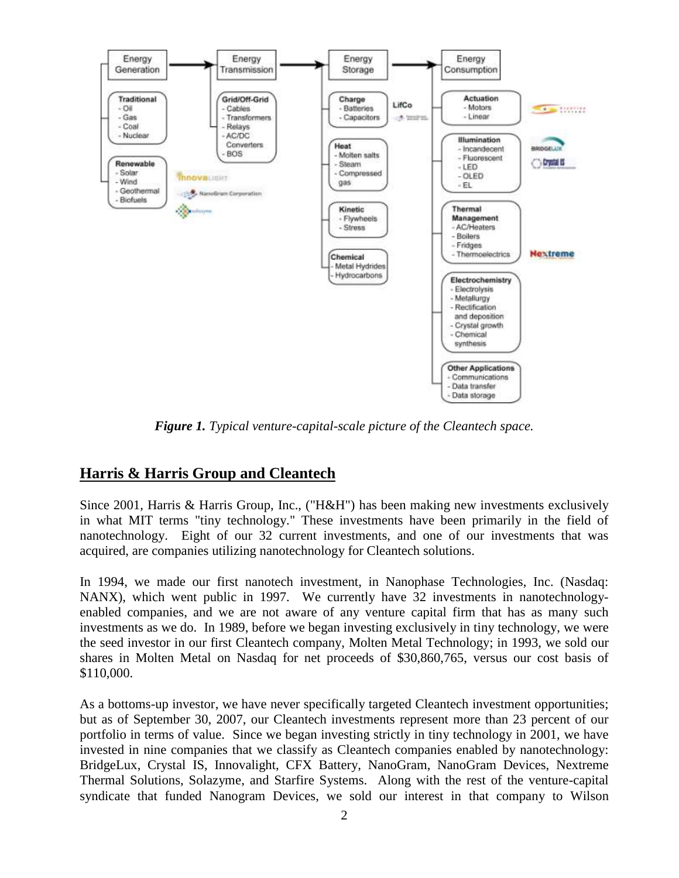*Figure 1. Typical venture-capital-scale picture of the Cleantech space.*

## Harris & Harris Group and Cleantech

Since 2001, Harris & Harris Group, Inc., ("H&H") has been making new investments exclusively in what MIT terms "tiny technology." These investments have been primarily in the field of nanotechnology. Eight of our 32 current investments, and one of our investments that was acquired, are companies utilizing nanotechnology for Cleantech solutions.

In 1994, we made our first nanotech investment, in Nanophase Technologies, Inc. (Nasdaq: NANX), which went public in 1997. We currently have 32 investments in nanotechnology-enabled companies, and we are not aware of any venture capital firm that has as many such investments as we do. In 1989, before we began investing exclusively in tiny technology, we were the seed investor in our first Cleantech company, Molten Metal Technology; in 1993, we sold our shares in Molten Metal on Nasdaq for net proceeds of $30,860,765, versus our cost basis of $110,000.

As a bottoms-up investor, we have never specifically targeted Cleantech investment opportunities; but as of September 30, 2007, our Cleantech investments represent more than 23 percent of our portfolio in terms of value. Since we began investing strictly in tiny technology in 2001, we have invested in nine companies that we classify as Cleantech companies enabled by nanotechnology: BridgeLux, Crystal IS, Innovalight, CFX Battery, NanoGram, NanoGram Devices, Nextreme Thermal Solutions, Solazyme, and Starfire Systems. Along with the rest of the venture-capital syndicate that funded Nanogram Devices, we sold our interest in that company to Wilson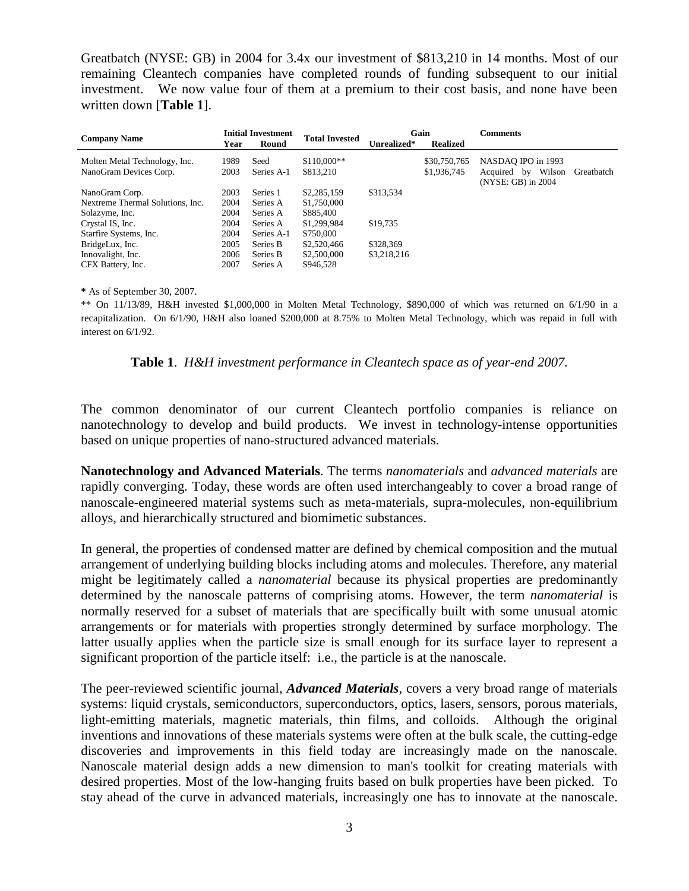Greatbatch (NYSE: GB) in 2004 for 3.4x our investment of $813,210 in 14 months. Most of our remaining Cleantech companies have completed rounds of funding subsequent to our initial investment. We now value four of them at a premium to their cost basis, and none have been written down [**Table 1**].

| Company Name | Initial Investment | | Total Invested | Gain | | Comments |
|---|---|---|---|---|---|---|
| | Year | Round | | Unrealized* | Realized | |
| Molten Metal Technology, Inc. | 1989 | Seed | $110,000** | | $30,750,765 | NASDAQ IPO in 1993 |
| NanoGram Devices Corp. | 2003 | Series A-1 | $813,210 | | $1,936,745 | Acquired by Wilson Greatbatch (NYSE: GB) in 2004 |
| NanoGram Corp. | 2003 | Series 1 | $2,285,159 | $313,534 | | |
| Nextreme Thermal Solutions, Inc. | 2004 | Series A | $1,750,000 | | | |
| Solazyme, Inc. | 2004 | Series A | $885,400 | | | |
| Crystal IS, Inc. | 2004 | Series A | $1,299,984 | $19,735 | | |
| Starfire Systems, Inc. | 2004 | Series A-1 | $750,000 | | | |
| BridgeLux, Inc. | 2005 | Series B | $2,520,466 | $328,369 | | |
| Innovalight, Inc. | 2006 | Series B | $2,500,000 | $3,218,216 | | |
| CFX Battery, Inc. | 2007 | Series A | $946,528 | | | |

**\*** As of September 30, 2007.

** On 11/13/89, H&H invested $1,000,000 in Molten Metal Technology, $890,000 of which was returned on 6/1/90 in a recapitalization. On 6/1/90, H&H also loaned $200,000 at 8.75% to Molten Metal Technology, which was repaid in full with interest on 6/1/92.

**Table 1**. *H&H investment performance in Cleantech space as of year-end 2007.*

The common denominator of our current Cleantech portfolio companies is reliance on nanotechnology to develop and build products. We invest in technology-intense opportunities based on unique properties of nano-structured advanced materials.

**Nanotechnology and Advanced Materials**. The terms *nanomaterials* and *advanced materials* are rapidly converging. Today, these words are often used interchangeably to cover a broad range of nanoscale-engineered material systems such as meta-materials, supra-molecules, non-equilibrium alloys, and hierarchically structured and biomimetic substances.

In general, the properties of condensed matter are defined by chemical composition and the mutual arrangement of underlying building blocks including atoms and molecules. Therefore, any material might be legitimately called a *nanomaterial* because its physical properties are predominantly determined by the nanoscale patterns of comprising atoms. However, the term *nanomaterial* is normally reserved for a subset of materials that are specifically built with some unusual atomic arrangements or for materials with properties strongly determined by surface morphology. The latter usually applies when the particle size is small enough for its surface layer to represent a significant proportion of the particle itself: i.e., the particle is at the nanoscale.

The peer-reviewed scientific journal, ***Advanced Materials***, covers a very broad range of materials systems: liquid crystals, semiconductors, superconductors, optics, lasers, sensors, porous materials, light-emitting materials, magnetic materials, thin films, and colloids. Although the original inventions and innovations of these materials systems were often at the bulk scale, the cutting-edge discoveries and improvements in this field today are increasingly made on the nanoscale. Nanoscale material design adds a new dimension to man's toolkit for creating materials with desired properties. Most of the low-hanging fruits based on bulk properties have been picked. To stay ahead of the curve in advanced materials, increasingly one has to innovate at the nanoscale.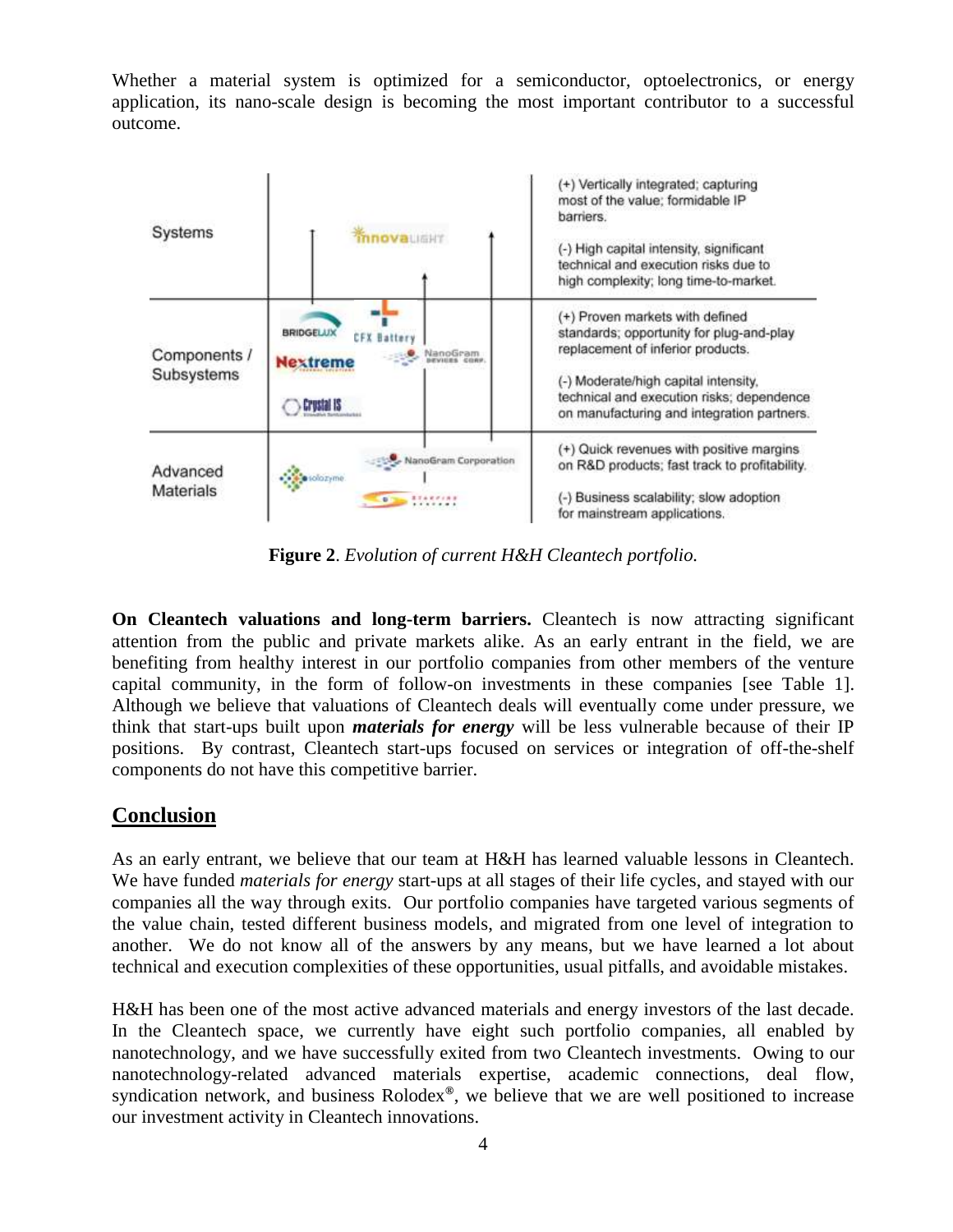Whether a material system is optimized for a semiconductor, optoelectronics, or energy application, its nano-scale design is becoming the most important contributor to a successful outcome.

| | | |
|---|---|---|
| Systems | Innovalight | (+) Vertically integrated; capturing most of the value; formidable IP barriers.<br>(-) High capital intensity, significant technical and execution risks due to high complexity; long time-to-market. |
| Components / Subsystems | Bridgelux, CFX Battery, NanoGram Devices Corp., Nextreme, Crystal IS | (+) Proven markets with defined standards; opportunity for plug-and-play replacement of inferior products.<br>(-) Moderate/high capital intensity, technical and execution risks; dependence on manufacturing and integration partners. |
| Advanced Materials | Solazyme, NanoGram Corporation, Starfire Systems | (+) Quick revenues with positive margins on R&D products; fast track to profitability.<br>(-) Business scalability; slow adoption for mainstream applications. |

**Figure 2**. *Evolution of current H&H Cleantech portfolio.*

**On Cleantech valuations and long-term barriers.** Cleantech is now attracting significant attention from the public and private markets alike. As an early entrant in the field, we are benefiting from healthy interest in our portfolio companies from other members of the venture capital community, in the form of follow-on investments in these companies [see Table 1]. Although we believe that valuations of Cleantech deals will eventually come under pressure, we think that start-ups built upon ***materials for energy*** will be less vulnerable because of their IP positions. By contrast, Cleantech start-ups focused on services or integration of off-the-shelf components do not have this competitive barrier.

## Conclusion

As an early entrant, we believe that our team at H&H has learned valuable lessons in Cleantech. We have funded *materials for energy* start-ups at all stages of their life cycles, and stayed with our companies all the way through exits. Our portfolio companies have targeted various segments of the value chain, tested different business models, and migrated from one level of integration to another. We do not know all of the answers by any means, but we have learned a lot about technical and execution complexities of these opportunities, usual pitfalls, and avoidable mistakes.

H&H has been one of the most active advanced materials and energy investors of the last decade. In the Cleantech space, we currently have eight such portfolio companies, all enabled by nanotechnology, and we have successfully exited from two Cleantech investments. Owing to our nanotechnology-related advanced materials expertise, academic connections, deal flow, syndication network, and business Rolodex®, we believe that we are well positioned to increase our investment activity in Cleantech innovations.